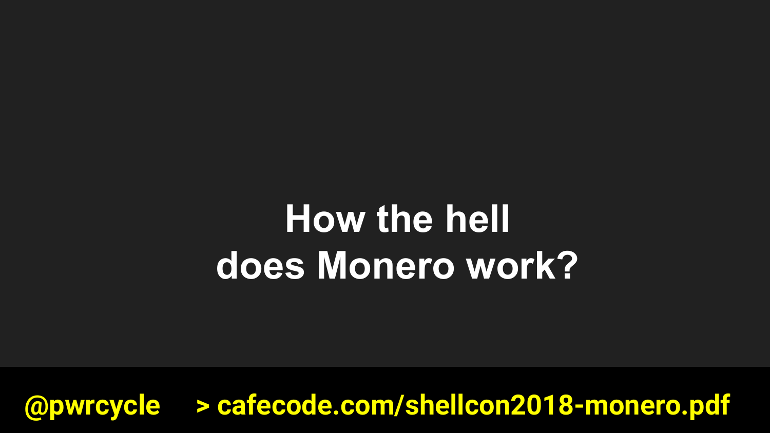# How the hell does Monero work?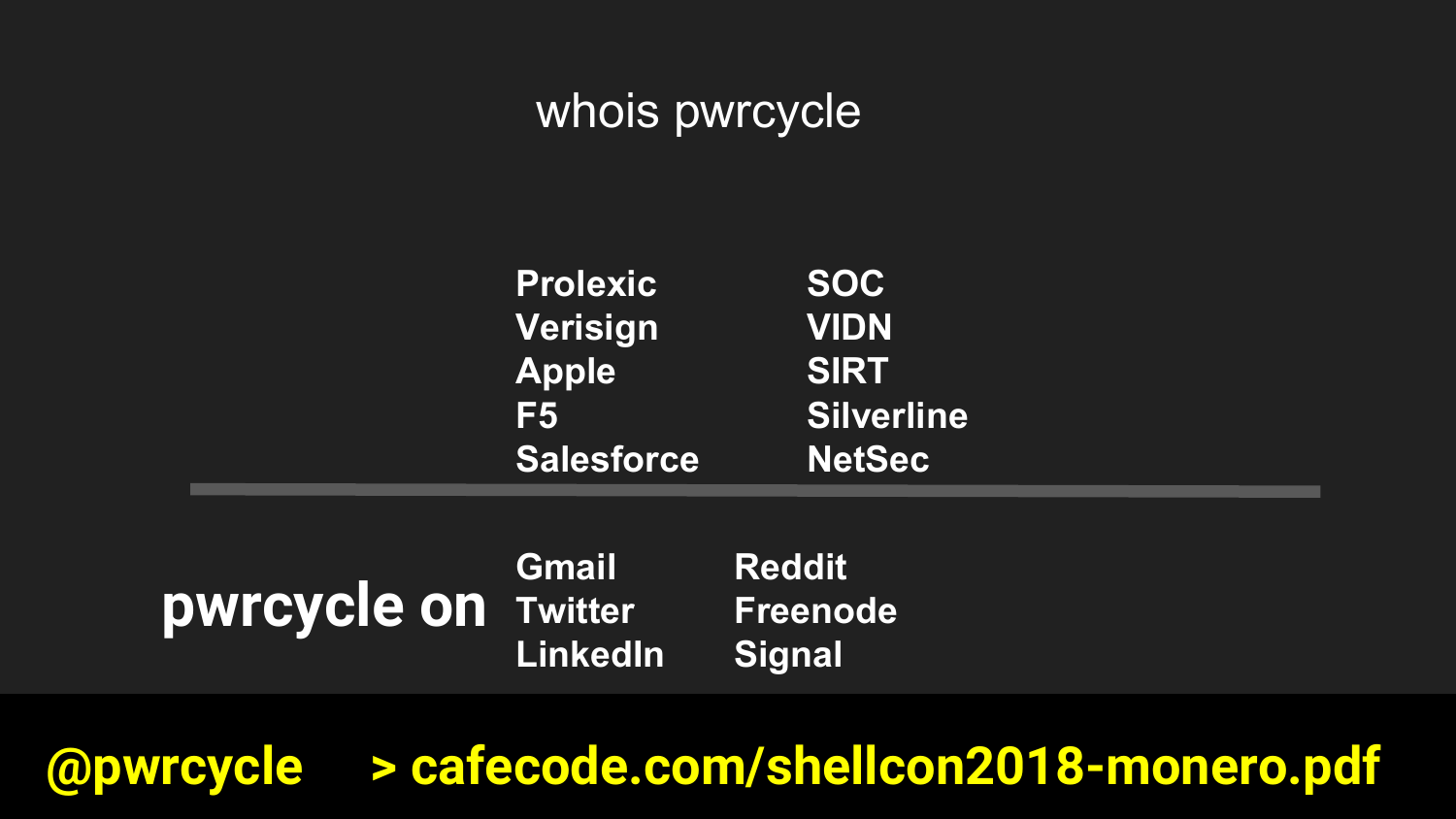# whois pwrcycle

| | |
|---|---|
| Prolexic | SOC |
| Verisign | VIDN |
| Apple | SIRT |
| F5 | Silverline |
| Salesforce | NetSec |

---

**pwrcycle on**

| | |
|---|---|
| Gmail | Reddit |
| Twitter | Freenode |
| LinkedIn | Signal |

**@pwrcycle** **> cafecode.com/shellcon2018-monero.pdf**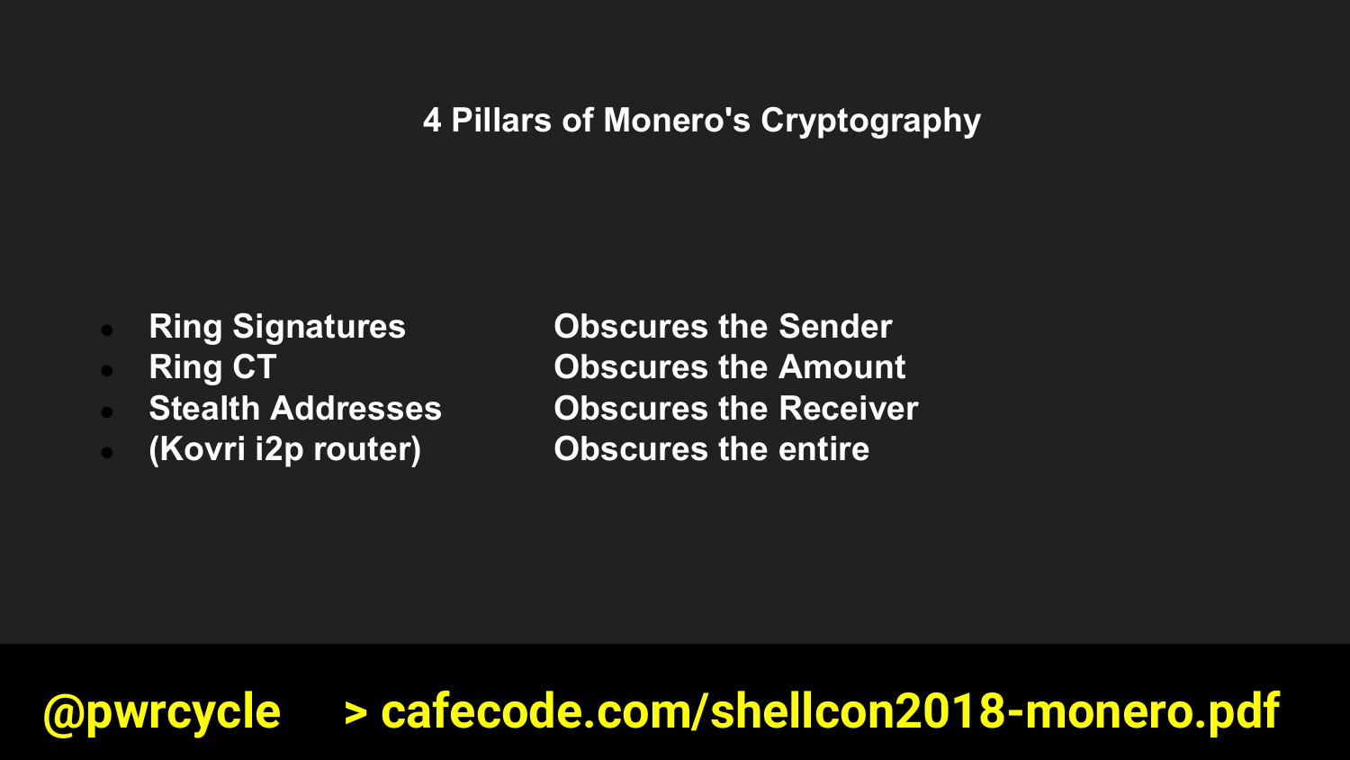# 4 Pillars of Monero's Cryptography

| | |
|---|---|
| Ring Signatures | Obscures the Sender |
| Ring CT | Obscures the Amount |
| Stealth Addresses | Obscures the Receiver |
| (Kovri i2p router) | Obscures the entire |

@pwrcycle > cafecode.com/shellcon2018-monero.pdf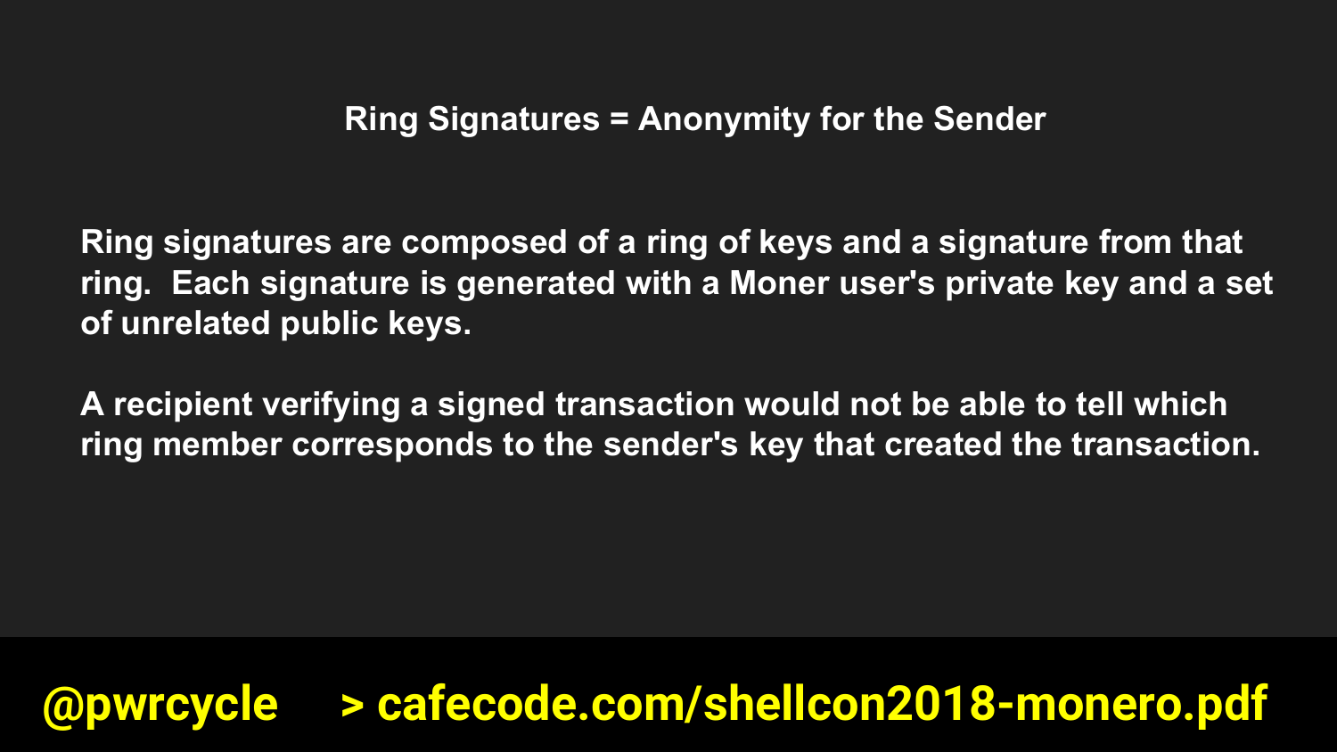# Ring Signatures = Anonymity for the Sender

**Ring signatures are composed of a ring of keys and a signature from that ring. Each signature is generated with a Moner user's private key and a set of unrelated public keys.**

**A recipient verifying a signed transaction would not be able to tell which ring member corresponds to the sender's key that created the transaction.**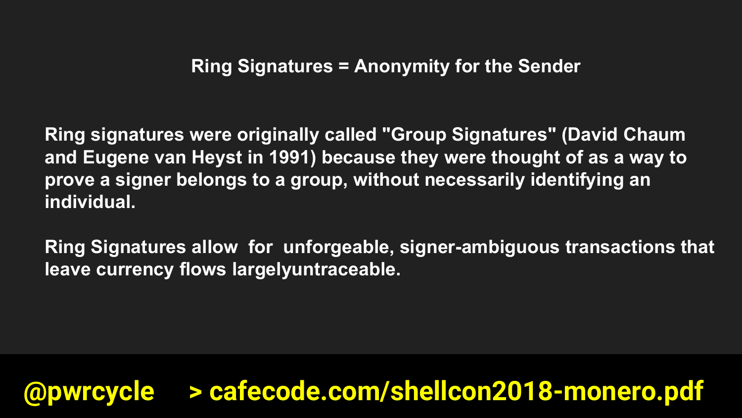## Ring Signatures = Anonymity for the Sender

**Ring signatures were originally called "Group Signatures" (David Chaum and Eugene van Heyst in 1991) because they were thought of as a way to prove a signer belongs to a group, without necessarily identifying an individual.**

**Ring Signatures allow for unforgeable, signer-ambiguous transactions that leave currency flows largelyuntraceable.**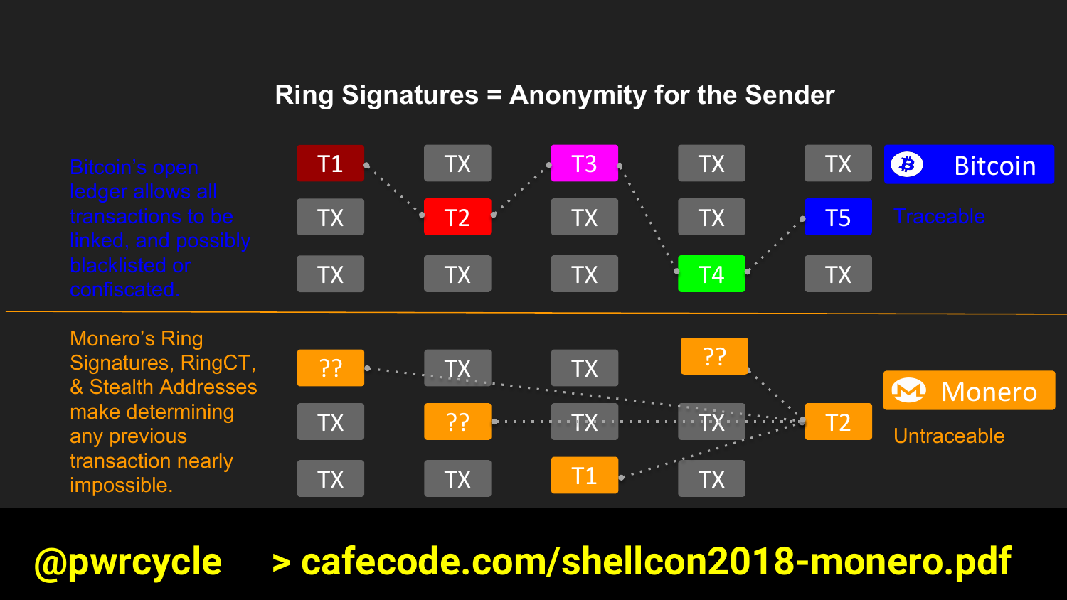# Ring Signatures = Anonymity for the Sender

Bitcoin's open ledger allows all transactions to be linked, and possibly blacklisted or confiscated.

| | | | | | |
|---|---|---|---|---|---|
| T1 | TX | T3 | TX | TX | **Bitcoin** |
| TX | T2 | TX | TX | T5 | Traceable |
| TX | TX | TX | T4 | TX | |

Monero's Ring Signatures, RingCT, & Stealth Addresses make determining any previous transaction nearly impossible.

| | | | | | |
|---|---|---|---|---|---|
| ?? | TX | TX | ?? | | |
| TX | ?? | TX | TX | T2 | **Monero** |
| TX | TX | T1 | TX | | Untraceable |

**@pwrcycle** **> cafecode.com/shellcon2018-monero.pdf**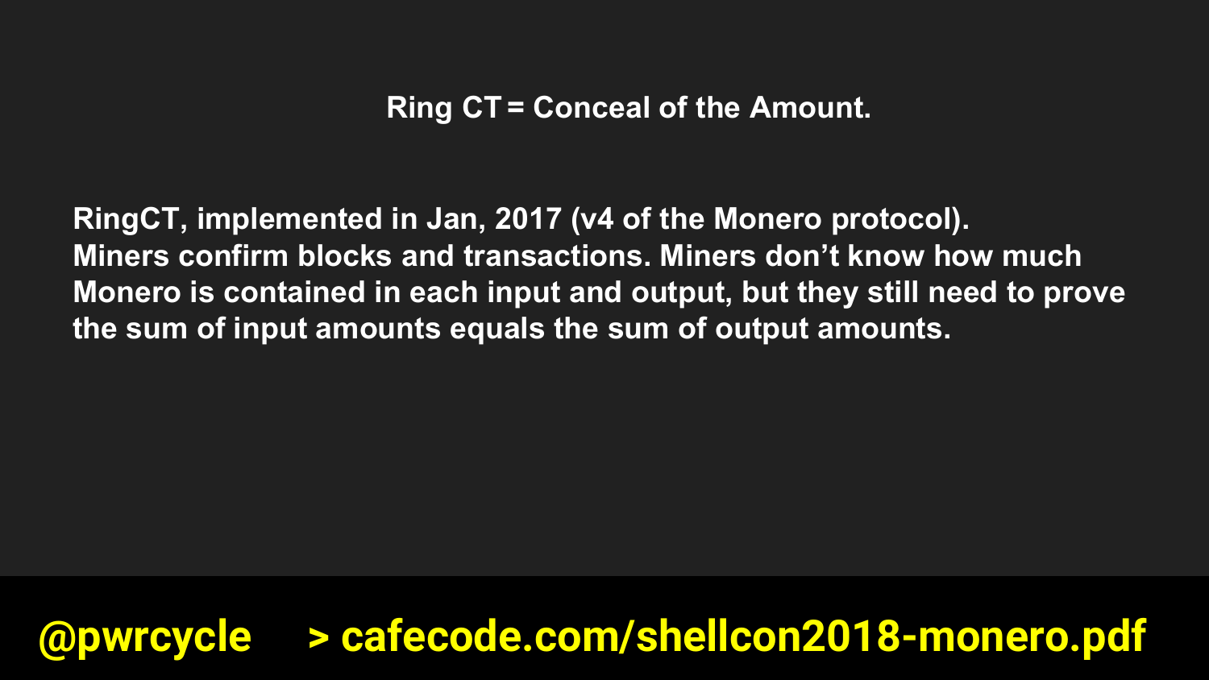## Ring CT = Conceal of the Amount.

**RingCT, implemented in Jan, 2017 (v4 of the Monero protocol). Miners confirm blocks and transactions. Miners don't know how much Monero is contained in each input and output, but they still need to prove the sum of input amounts equals the sum of output amounts.**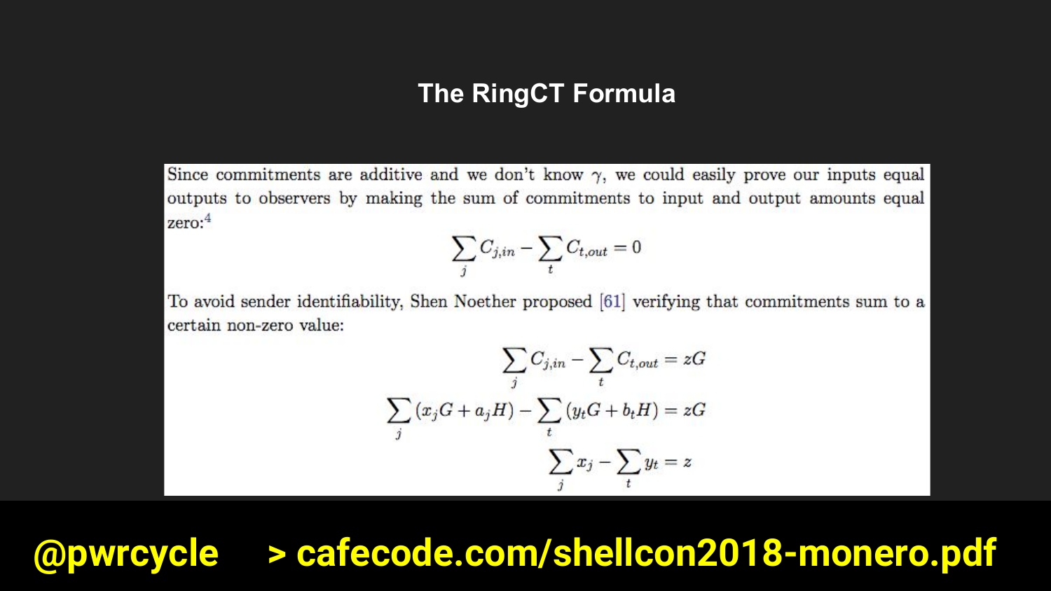# The RingCT Formula

Since commitments are additive and we don't know $\gamma$, we could easily prove our inputs equal outputs to observers by making the sum of commitments to input and output amounts equal zero:[4]

$$\sum_j C_{j,in} - \sum_t C_{t,out} = 0$$

To avoid sender identifiability, Shen Noether proposed [61] verifying that commitments sum to a certain non-zero value:

$$\sum_j C_{j,in} - \sum_t C_{t,out} = zG$$

$$\sum_j (x_j G + a_j H) - \sum_t (y_t G + b_t H) = zG$$

$$\sum_j x_j - \sum_t y_t = z$$

@pwrcycle > cafecode.com/shellcon2018-monero.pdf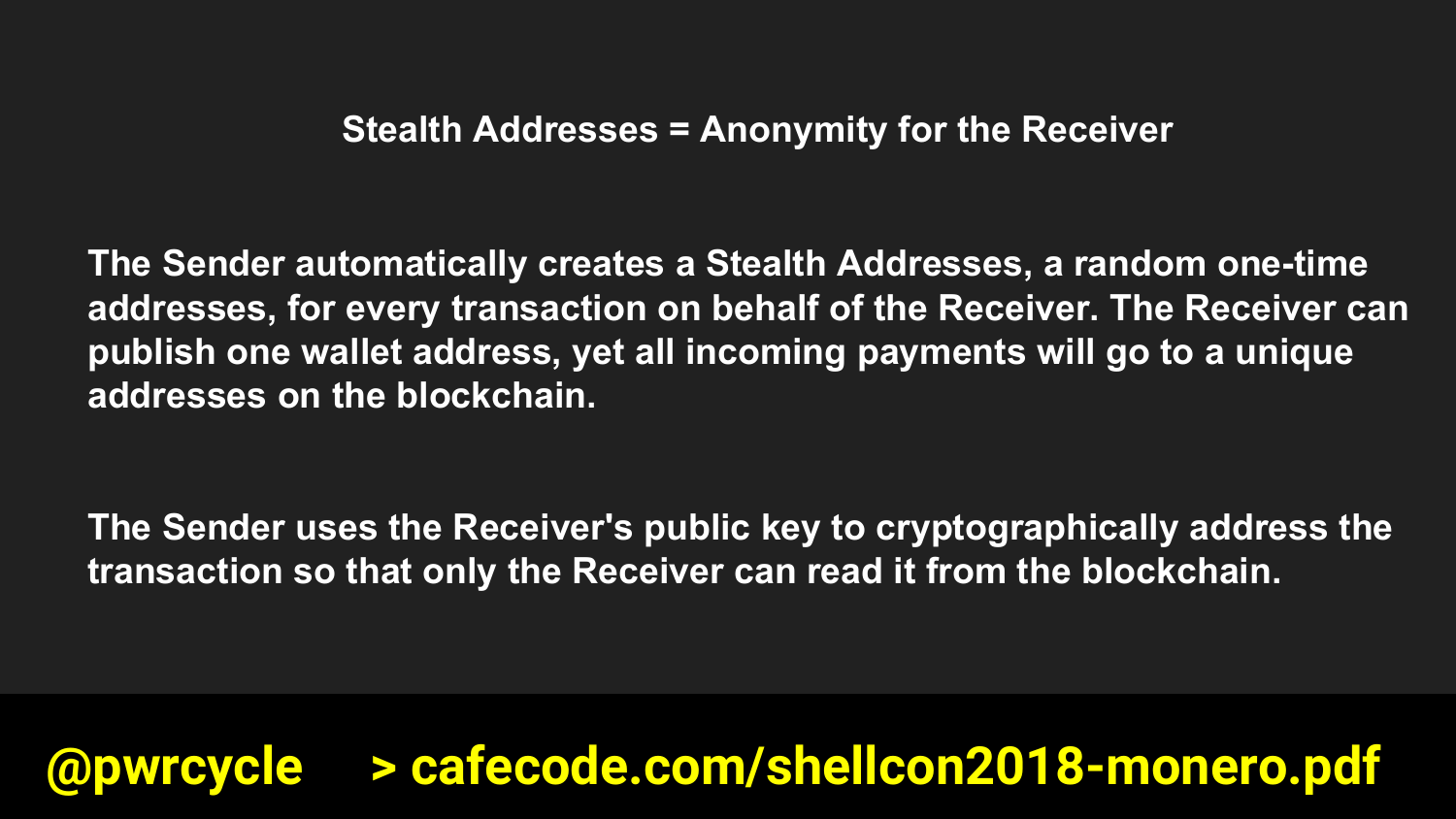## Stealth Addresses = Anonymity for the Receiver

The Sender automatically creates a Stealth Addresses, a random one-time addresses, for every transaction on behalf of the Receiver. The Receiver can publish one wallet address, yet all incoming payments will go to a unique addresses on the blockchain.

The Sender uses the Receiver's public key to cryptographically address the transaction so that only the Receiver can read it from the blockchain.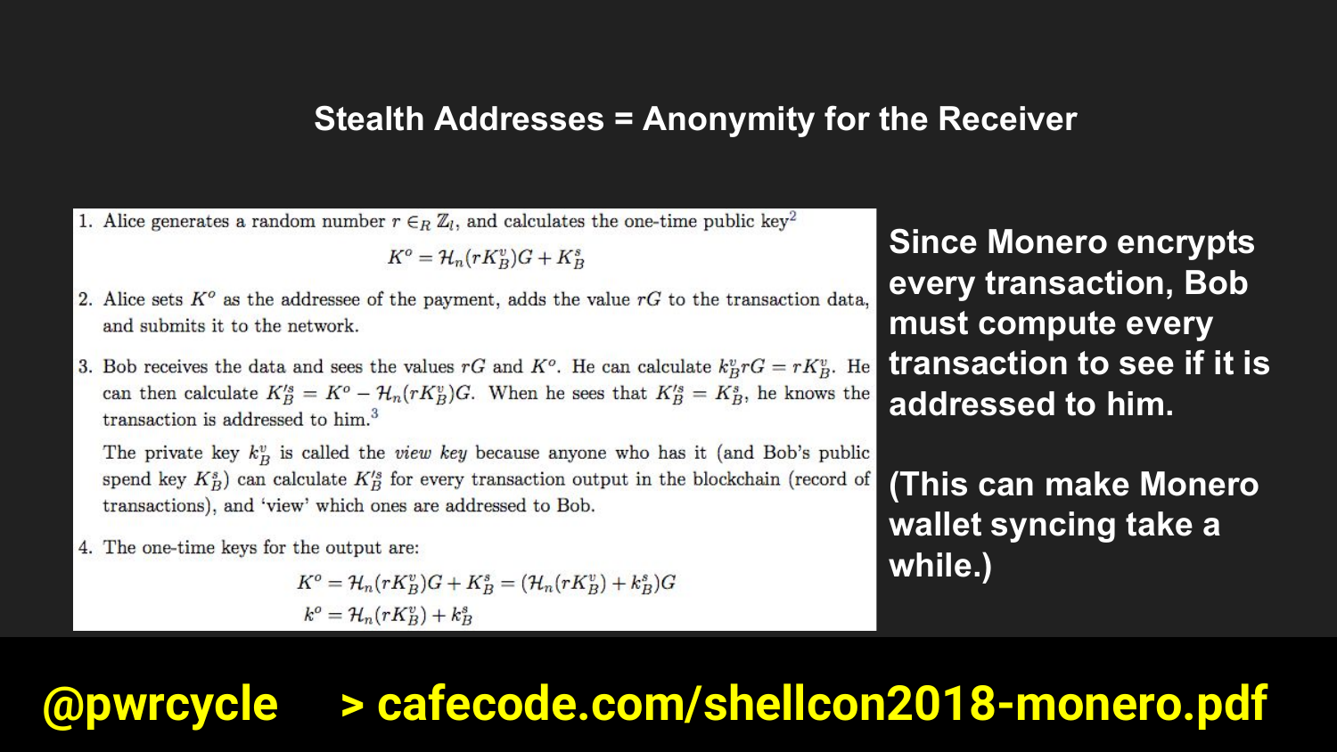# Stealth Addresses = Anonymity for the Receiver

1. Alice generates a random number $r \in_R \mathbb{Z}_l$, and calculates the one-time public key[2]

$$K^o = \mathcal{H}_n(rK_B^v)G + K_B^s$$

2. Alice sets $K^o$ as the addressee of the payment, adds the value $rG$ to the transaction data, and submits it to the network.

3. Bob receives the data and sees the values $rG$ and $K^o$. He can calculate $k_B^v rG = rK_B^v$. He can then calculate $K_B'^s = K^o - \mathcal{H}_n(rK_B^v)G$. When he sees that $K_B'^s = K_B^s$, he knows the transaction is addressed to him.[3]

   The private key $k_B^v$ is called the *view key* because anyone who has it (and Bob's public spend key $K_B^s$) can calculate $K_B'^s$ for every transaction output in the blockchain (record of transactions), and 'view' which ones are addressed to Bob.

4. The one-time keys for the output are:

$$K^o = \mathcal{H}_n(rK_B^v)G + K_B^s = (\mathcal{H}_n(rK_B^v) + k_B^s)G$$

$$k^o = \mathcal{H}_n(rK_B^v) + k_B^s$$

**Since Monero encrypts every transaction, Bob must compute every transaction to see if it is addressed to him.**

**(This can make Monero wallet syncing take a while.)**

**@pwrcycle > cafecode.com/shellcon2018-monero.pdf**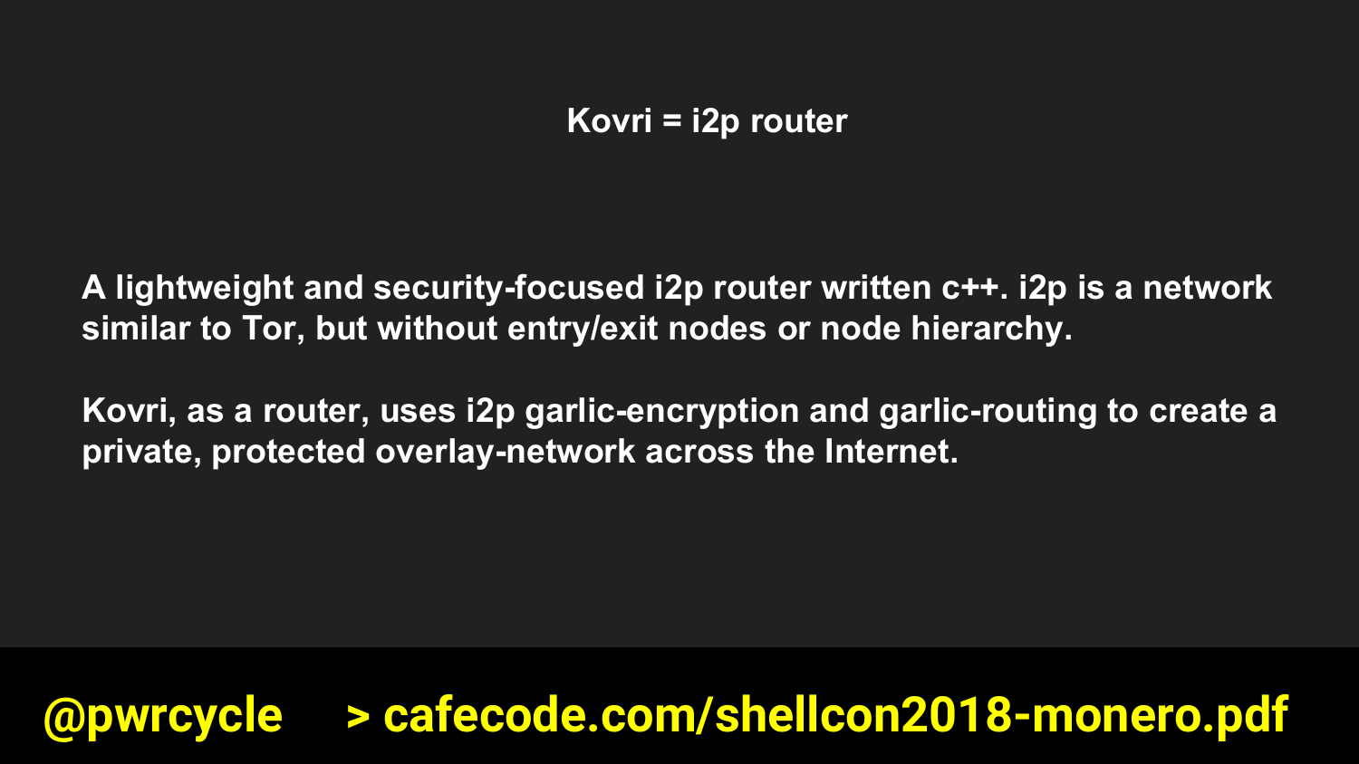# Kovri = i2p router

A lightweight and security-focused i2p router written c++. i2p is a network similar to Tor, but without entry/exit nodes or node hierarchy.

Kovri, as a router, uses i2p garlic-encryption and garlic-routing to create a private, protected overlay-network across the Internet.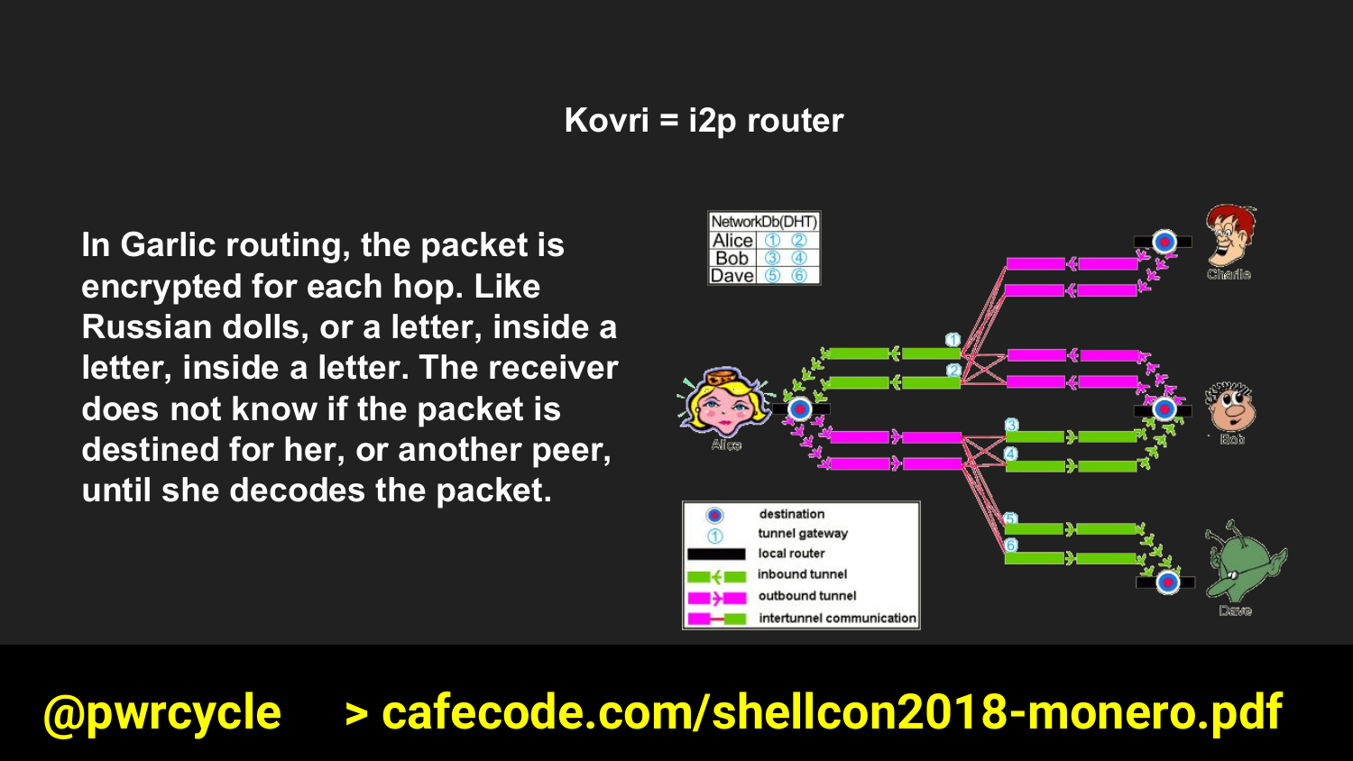# Kovri = i2p router

**In Garlic routing, the packet is encrypted for each hop. Like Russian dolls, or a letter, inside a letter, inside a letter. The receiver does not know if the packet is destined for her, or another peer, until she decodes the packet.**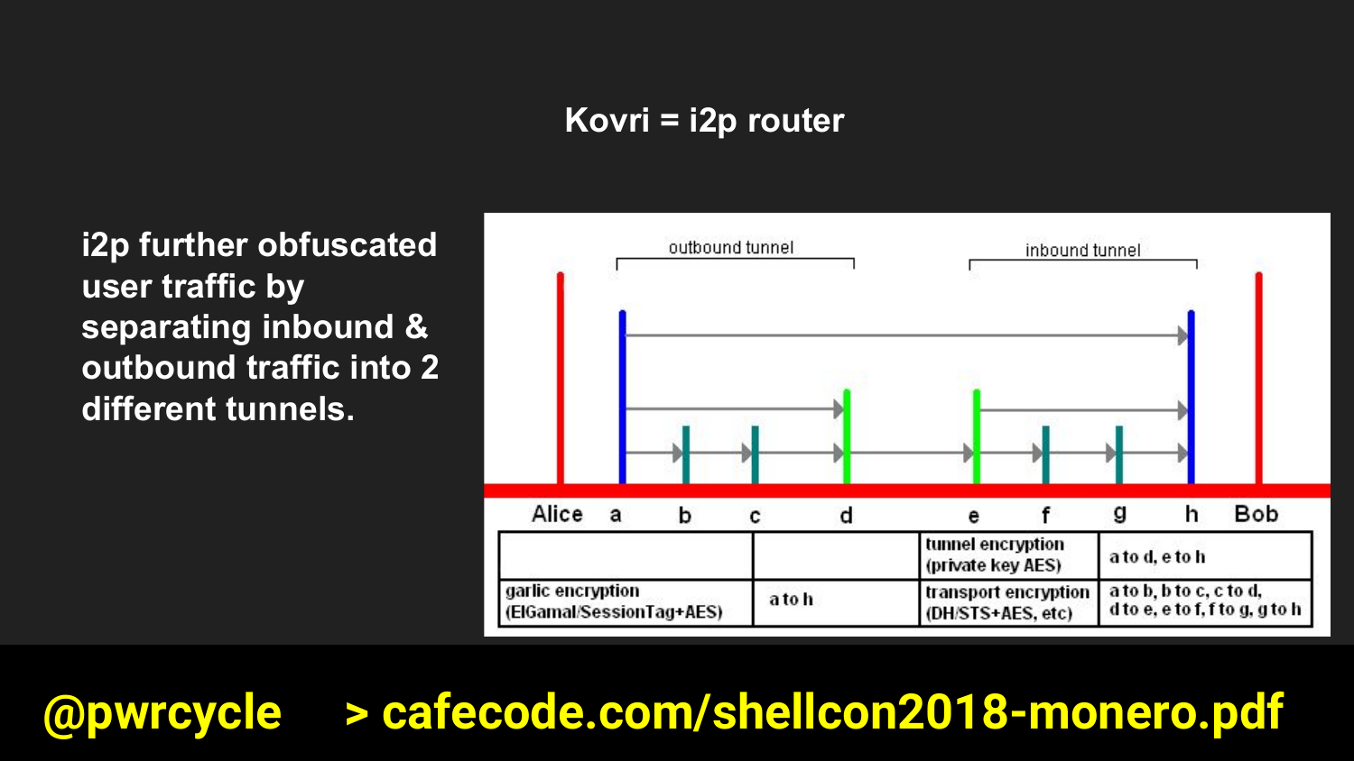# Kovri = i2p router

**i2p further obfuscated user traffic by separating inbound & outbound traffic into 2 different tunnels.**

outbound tunnel | inbound tunnel

Alice a b c d e f g h Bob

| | | tunnel encryption (private key AES) | a to d, e to h |
|---|---|---|---|
| garlic encryption (ElGamal/SessionTag+AES) | a to h | transport encryption (DH/STS+AES, etc) | a to b, b to c, c to d, d to e, e to f, f to g, g to h |

**@pwrcycle** **> cafecode.com/shellcon2018-monero.pdf**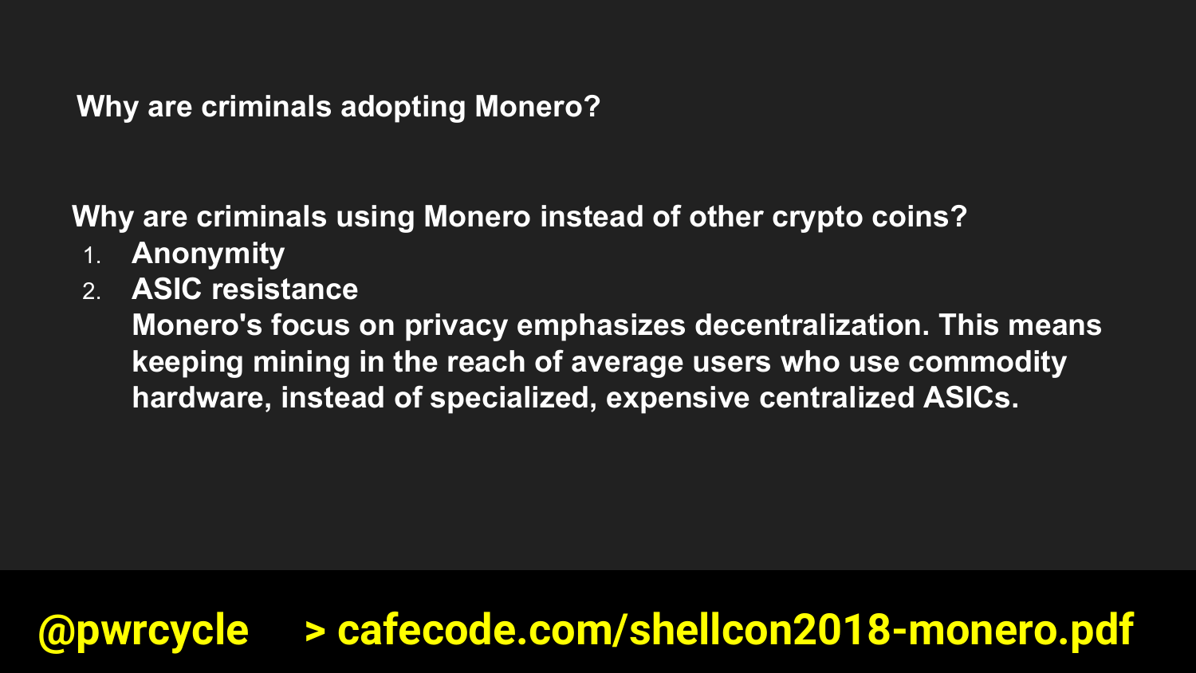## Why are criminals adopting Monero?

**Why are criminals using Monero instead of other crypto coins?**

1. **Anonymity**
2. **ASIC resistance**
   **Monero's focus on privacy emphasizes decentralization. This means keeping mining in the reach of average users who use commodity hardware, instead of specialized, expensive centralized ASICs.**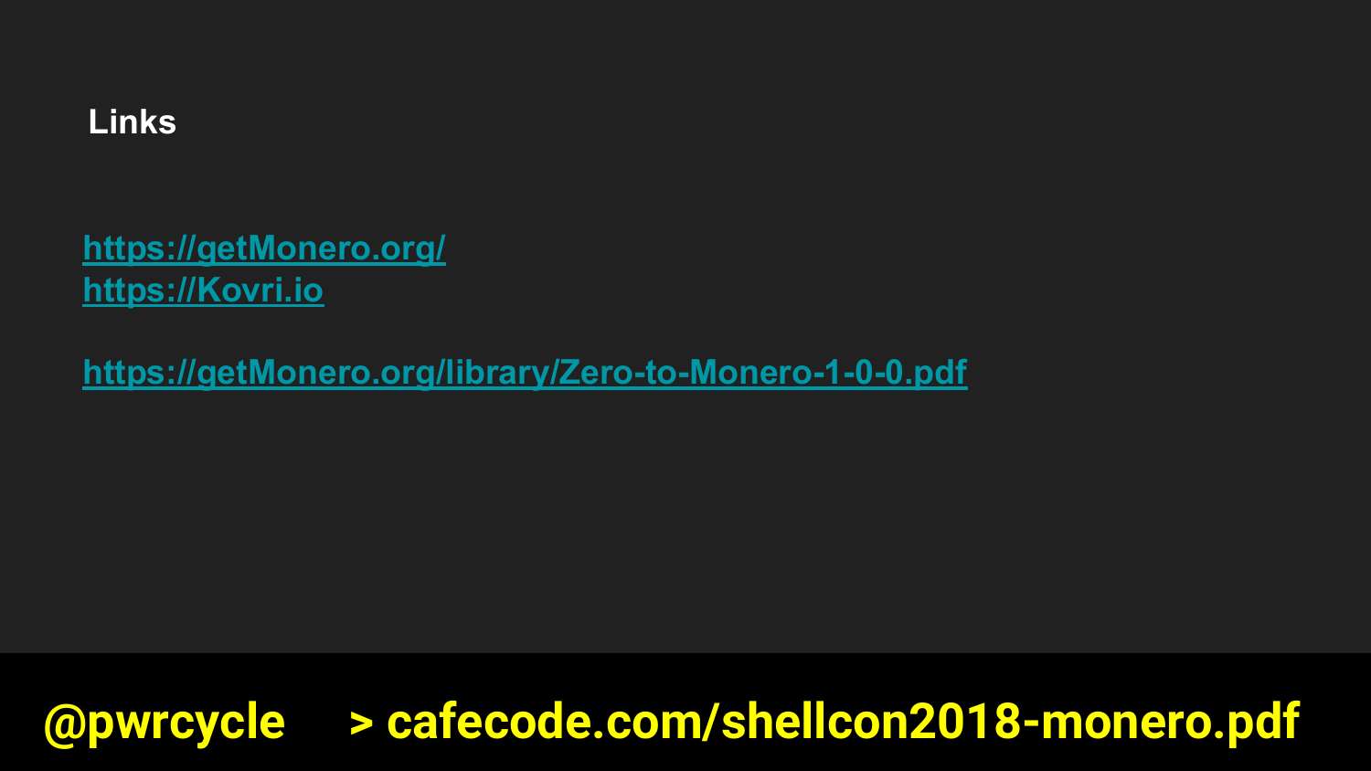## Links

https://getMonero.org/
https://Kovri.io

https://getMonero.org/library/Zero-to-Monero-1-0-0.pdf